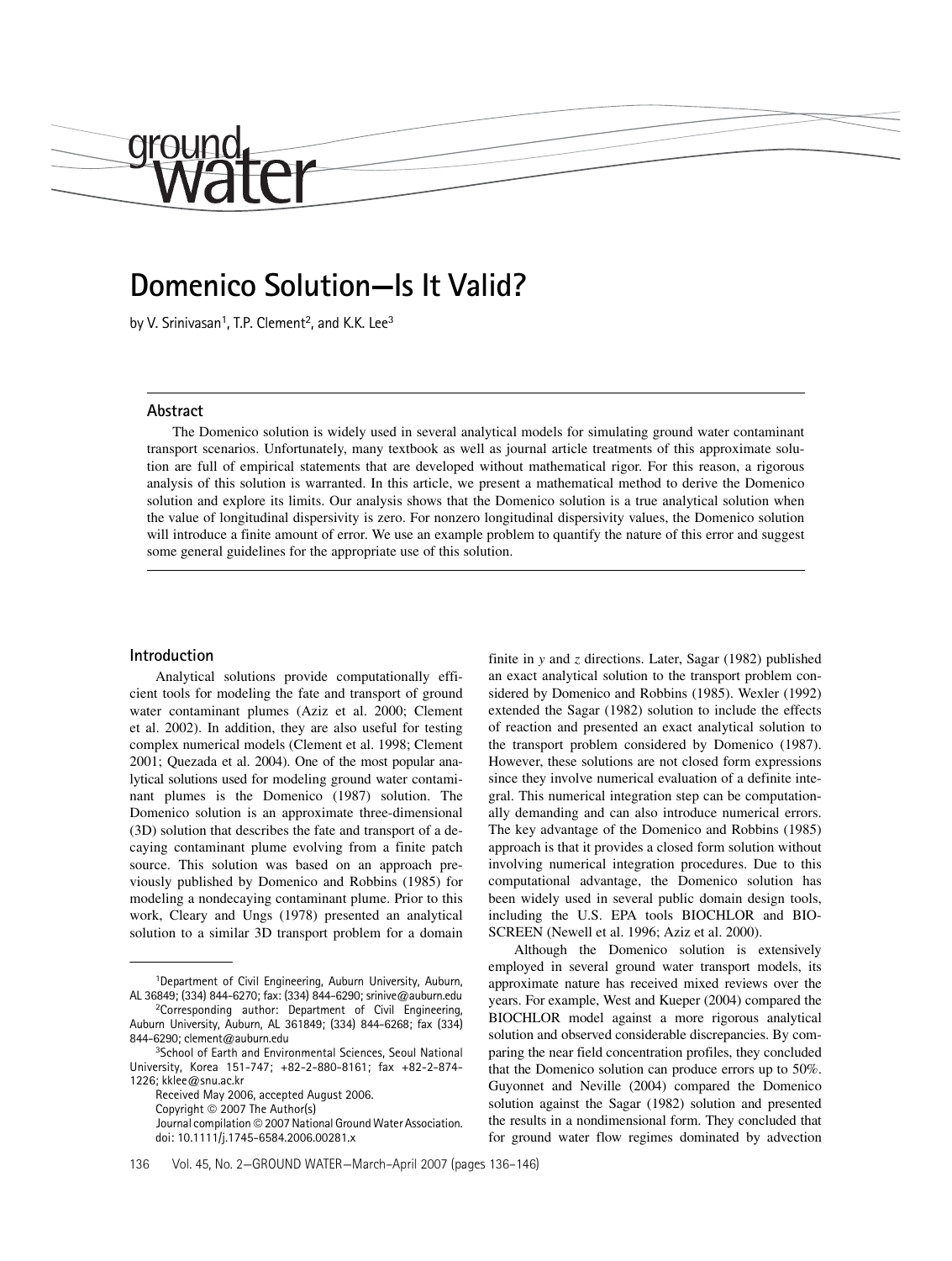# Domenico Solution—Is It Valid?

by V. Srinivasan[1], T.P. Clement[2], and K.K. Lee[3]

## Abstract

The Domenico solution is widely used in several analytical models for simulating ground water contaminant transport scenarios. Unfortunately, many textbook as well as journal article treatments of this approximate solution are full of empirical statements that are developed without mathematical rigor. For this reason, a rigorous analysis of this solution is warranted. In this article, we present a mathematical method to derive the Domenico solution and explore its limits. Our analysis shows that the Domenico solution is a true analytical solution when the value of longitudinal dispersivity is zero. For nonzero longitudinal dispersivity values, the Domenico solution will introduce a finite amount of error. We use an example problem to quantify the nature of this error and suggest some general guidelines for the appropriate use of this solution.

## Introduction

Analytical solutions provide computationally efficient tools for modeling the fate and transport of ground water contaminant plumes (Aziz et al. 2000; Clement et al. 2002). In addition, they are also useful for testing complex numerical models (Clement et al. 1998; Clement 2001; Quezada et al. 2004). One of the most popular analytical solutions used for modeling ground water contaminant plumes is the Domenico (1987) solution. The Domenico solution is an approximate three-dimensional (3D) solution that describes the fate and transport of a decaying contaminant plume evolving from a finite patch source. This solution was based on an approach previously published by Domenico and Robbins (1985) for modeling a nondecaying contaminant plume. Prior to this work, Cleary and Ungs (1978) presented an analytical solution to a similar 3D transport problem for a domain finite in *y* and *z* directions. Later, Sagar (1982) published an exact analytical solution to the transport problem considered by Domenico and Robbins (1985). Wexler (1992) extended the Sagar (1982) solution to include the effects of reaction and presented an exact analytical solution to the transport problem considered by Domenico (1987). However, these solutions are not closed form expressions since they involve numerical evaluation of a definite integral. This numerical integration step can be computationally demanding and can also introduce numerical errors. The key advantage of the Domenico and Robbins (1985) approach is that it provides a closed form solution without involving numerical integration procedures. Due to this computational advantage, the Domenico solution has been widely used in several public domain design tools, including the U.S. EPA tools BIOCHLOR and BIOSCREEN (Newell et al. 1996; Aziz et al. 2000).

Although the Domenico solution is extensively employed in several ground water transport models, its approximate nature has received mixed reviews over the years. For example, West and Kueper (2004) compared the BIOCHLOR model against a more rigorous analytical solution and observed considerable discrepancies. By comparing the near field concentration profiles, they concluded that the Domenico solution can produce errors up to 50%. Guyonnet and Neville (2004) compared the Domenico solution against the Sagar (1982) solution and presented the results in a nondimensional form. They concluded that for ground water flow regimes dominated by advection

---

[1]Department of Civil Engineering, Auburn University, Auburn, AL 36849; (334) 844-6270; fax: (334) 844-6290; srinive@auburn.edu

[2]Corresponding author: Department of Civil Engineering, Auburn University, Auburn, AL 361849; (334) 844-6268; fax (334) 844-6290; clement@auburn.edu

[3]School of Earth and Environmental Sciences, Seoul National University, Korea 151-747; +82-2-880-8161; fax +82-2-874-1226; kklee@snu.ac.kr

Received May 2006, accepted August 2006.

Copyright © 2007 The Author(s)

Journal compilation © 2007 National Ground Water Association.

doi: 10.1111/j.1745-6584.2006.00281.x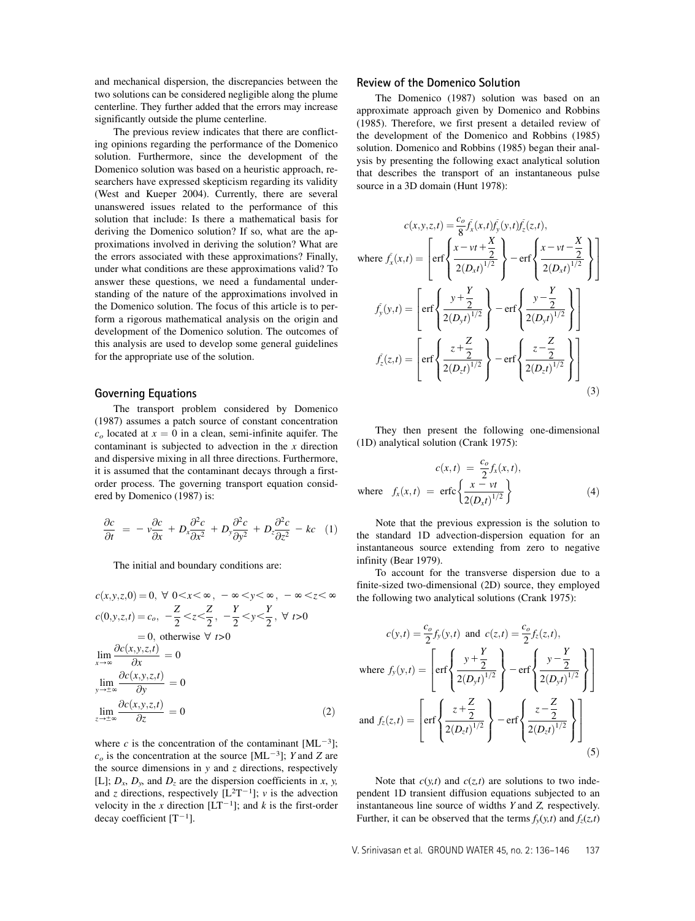and mechanical dispersion, the discrepancies between the two solutions can be considered negligible along the plume centerline. They further added that the errors may increase significantly outside the plume centerline.

The previous review indicates that there are conflicting opinions regarding the performance of the Domenico solution. Furthermore, since the development of the Domenico solution was based on a heuristic approach, researchers have expressed skepticism regarding its validity (West and Kueper 2004). Currently, there are several unanswered issues related to the performance of this solution that include: Is there a mathematical basis for deriving the Domenico solution? If so, what are the approximations involved in deriving the solution? What are the errors associated with these approximations? Finally, under what conditions are these approximations valid? To answer these questions, we need a fundamental understanding of the nature of the approximations involved in the Domenico solution. The focus of this article is to perform a rigorous mathematical analysis on the origin and development of the Domenico solution. The outcomes of this analysis are used to develop some general guidelines for the appropriate use of the solution.

## Governing Equations

The transport problem considered by Domenico (1987) assumes a patch source of constant concentration $c_o$ located at $x = 0$ in a clean, semi-infinite aquifer. The contaminant is subjected to advection in the $x$ direction and dispersive mixing in all three directions. Furthermore, it is assumed that the contaminant decays through a first-order process. The governing transport equation considered by Domenico (1987) is:

$$\frac{\partial c}{\partial t} = -v\frac{\partial c}{\partial x} + D_x\frac{\partial^2 c}{\partial x^2} + D_y\frac{\partial^2 c}{\partial y^2} + D_z\frac{\partial^2 c}{\partial z^2} - kc \quad (1)$$

The initial and boundary conditions are:

$$\begin{aligned}
&c(x,y,z,0) = 0,\ \forall\ 0<x<\infty,\ -\infty<y<\infty,\ -\infty<z<\infty \\
&c(0,y,z,t) = c_o,\ -\frac{Z}{2}<z<\frac{Z}{2},\ -\frac{Y}{2}<y<\frac{Y}{2},\ \forall\ t>0 \\
&\qquad = 0,\ \text{otherwise}\ \forall\ t>0 \\
&\lim_{x\to\infty}\frac{\partial c(x,y,z,t)}{\partial x} = 0 \\
&\lim_{y\to\pm\infty}\frac{\partial c(x,y,z,t)}{\partial y} = 0 \\
&\lim_{z\to\pm\infty}\frac{\partial c(x,y,z,t)}{\partial z} = 0
\end{aligned} \quad (2)$$

where $c$ is the concentration of the contaminant [ML$^{-3}$]; $c_o$ is the concentration at the source [ML$^{-3}$]; $Y$ and $Z$ are the source dimensions in $y$ and $z$ directions, respectively [L]; $D_x$, $D_y$, and $D_z$ are the dispersion coefficients in $x$, $y$, and $z$ directions, respectively [L$^2$T$^{-1}$]; $v$ is the advection velocity in the $x$ direction [LT$^{-1}$]; and $k$ is the first-order decay coefficient [T$^{-1}$].

## Review of the Domenico Solution

The Domenico (1987) solution was based on an approximate approach given by Domenico and Robbins (1985). Therefore, we first present a detailed review of the development of the Domenico and Robbins (1985) solution. Domenico and Robbins (1985) began their analysis by presenting the following exact analytical solution that describes the transport of an instantaneous pulse source in a 3D domain (Hunt 1978):

$$\begin{aligned}
&c(x,y,z,t) = \frac{c_o}{8}\tilde{f}_x(x,t)\tilde{f}_y(y,t)\tilde{f}_z(z,t), \\
&\text{where } \tilde{f}_x(x,t) = \left[\operatorname{erf}\left\{\frac{x-vt+\frac{X}{2}}{2(D_xt)^{1/2}}\right\} - \operatorname{erf}\left\{\frac{x-vt-\frac{X}{2}}{2(D_xt)^{1/2}}\right\}\right] \\
&\tilde{f}_y(y,t) = \left[\operatorname{erf}\left\{\frac{y+\frac{Y}{2}}{2(D_yt)^{1/2}}\right\} - \operatorname{erf}\left\{\frac{y-\frac{Y}{2}}{2(D_yt)^{1/2}}\right\}\right] \\
&\tilde{f}_z(z,t) = \left[\operatorname{erf}\left\{\frac{z+\frac{Z}{2}}{2(D_zt)^{1/2}}\right\} - \operatorname{erf}\left\{\frac{z-\frac{Z}{2}}{2(D_zt)^{1/2}}\right\}\right]
\end{aligned} \quad (3)$$

They then present the following one-dimensional (1D) analytical solution (Crank 1975):

$$\begin{aligned}
c(x,t) &= \frac{c_o}{2}f_x(x,t), \\
\text{where}\quad f_x(x,t) &= \operatorname{erfc}\left\{\frac{x-vt}{2(D_xt)^{1/2}}\right\}
\end{aligned} \quad (4)$$

Note that the previous expression is the solution to the standard 1D advection-dispersion equation for an instantaneous source extending from zero to negative infinity (Bear 1979).

To account for the transverse dispersion due to a finite-sized two-dimensional (2D) source, they employed the following two analytical solutions (Crank 1975):

$$\begin{aligned}
&c(y,t) = \frac{c_o}{2}f_y(y,t)\ \text{ and }\ c(z,t) = \frac{c_o}{2}f_z(z,t), \\
&\text{where } f_y(y,t) = \left[\operatorname{erf}\left\{\frac{y+\frac{Y}{2}}{2(D_yt)^{1/2}}\right\} - \operatorname{erf}\left\{\frac{y-\frac{Y}{2}}{2(D_yt)^{1/2}}\right\}\right] \\
&\text{and } f_z(z,t) = \left[\operatorname{erf}\left\{\frac{z+\frac{Z}{2}}{2(D_zt)^{1/2}}\right\} - \operatorname{erf}\left\{\frac{z-\frac{Z}{2}}{2(D_zt)^{1/2}}\right\}\right]
\end{aligned} \quad (5)$$

Note that $c(y,t)$ and $c(z,t)$ are solutions to two independent 1D transient diffusion equations subjected to an instantaneous line source of widths $Y$ and $Z$, respectively. Further, it can be observed that the terms $f_y(y,t)$ and $f_z(z,t)$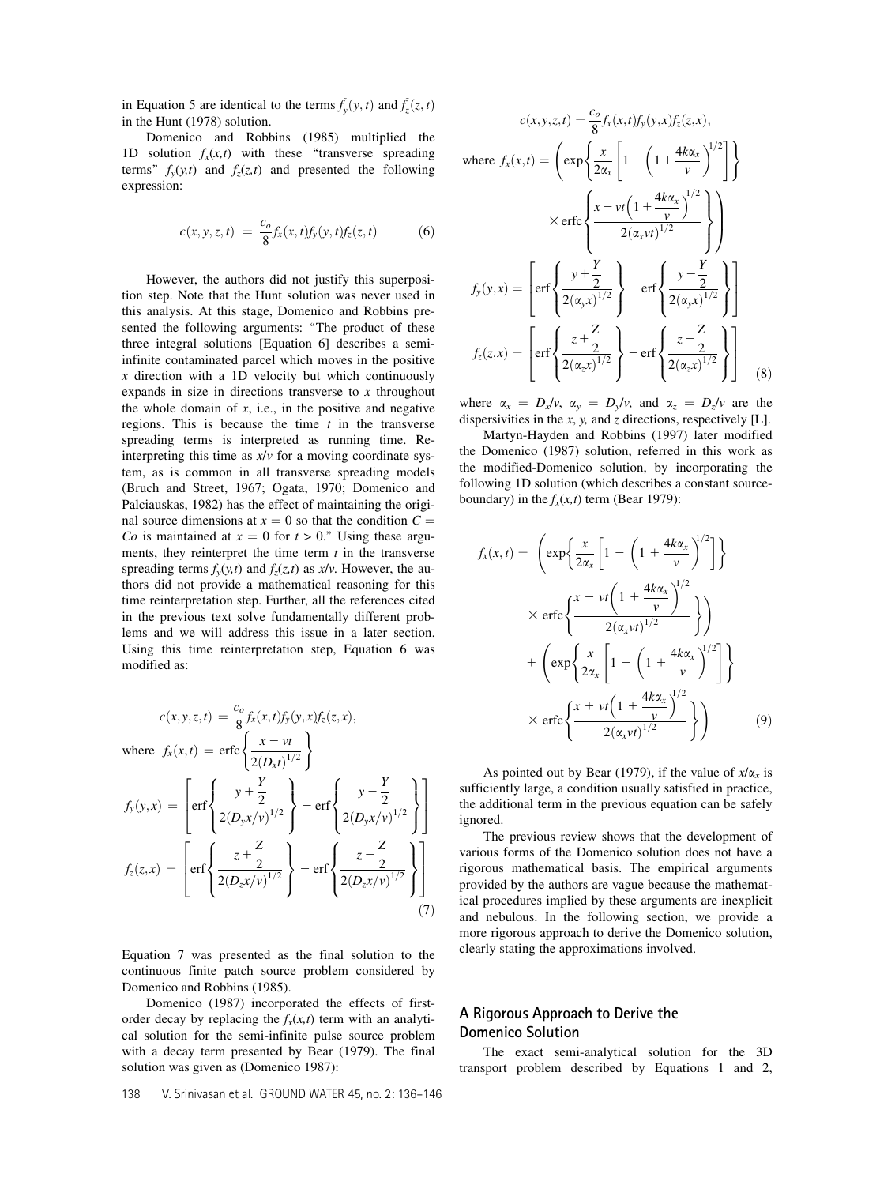in Equation 5 are identical to the terms $\bar{f_y}(y,t)$ and $\bar{f_z}(z,t)$ in the Hunt (1978) solution.

Domenico and Robbins (1985) multiplied the 1D solution $f_x(x,t)$ with these "transverse spreading terms" $f_y(y,t)$ and $f_z(z,t)$ and presented the following expression:

$$c(x,y,z,t) = \frac{c_o}{8} f_x(x,t) f_y(y,t) f_z(z,t) \tag{6}$$

However, the authors did not justify this superposition step. Note that the Hunt solution was never used in this analysis. At this stage, Domenico and Robbins presented the following arguments: "The product of these three integral solutions [Equation 6] describes a semi-infinite contaminated parcel which moves in the positive $x$ direction with a 1D velocity but which continuously expands in size in directions transverse to $x$ throughout the whole domain of $x$, i.e., in the positive and negative regions. This is because the time $t$ in the transverse spreading terms is interpreted as running time. Reinterpreting this time as $x/v$ for a moving coordinate system, as is common in all transverse spreading models (Bruch and Street, 1967; Ogata, 1970; Domenico and Palciauskas, 1982) has the effect of maintaining the original source dimensions at $x = 0$ so that the condition $C = Co$ is maintained at $x = 0$ for $t > 0$." Using these arguments, they reinterpret the time term $t$ in the transverse spreading terms $f_y(y,t)$ and $f_z(z,t)$ as $x/v$. However, the authors did not provide a mathematical reasoning for this time reinterpretation step. Further, all the references cited in the previous text solve fundamentally different problems and we will address this issue in a later section. Using this time reinterpretation step, Equation 6 was modified as:

$$c(x,y,z,t) = \frac{c_o}{8} f_x(x,t) f_y(y,x) f_z(z,x),$$

$$\text{where } f_x(x,t) = \operatorname{erfc}\left\{\frac{x - vt}{2(D_x t)^{1/2}}\right\}$$

$$f_y(y,x) = \left[\operatorname{erf}\left\{\frac{y + \frac{Y}{2}}{2(D_y x/v)^{1/2}}\right\} - \operatorname{erf}\left\{\frac{y - \frac{Y}{2}}{2(D_y x/v)^{1/2}}\right\}\right]$$

$$f_z(z,x) = \left[\operatorname{erf}\left\{\frac{z + \frac{Z}{2}}{2(D_z x/v)^{1/2}}\right\} - \operatorname{erf}\left\{\frac{z - \frac{Z}{2}}{2(D_z x/v)^{1/2}}\right\}\right] \tag{7}$$

Equation 7 was presented as the final solution to the continuous finite patch source problem considered by Domenico and Robbins (1985).

Domenico (1987) incorporated the effects of first-order decay by replacing the $f_x(x,t)$ term with an analytical solution for the semi-infinite pulse source problem with a decay term presented by Bear (1979). The final solution was given as (Domenico 1987):

$$c(x,y,z,t) = \frac{c_o}{8} f_x(x,t) f_y(y,x) f_z(z,x),$$

$$\text{where } f_x(x,t) = \left(\exp\left\{\frac{x}{2\alpha_x}\left[1 - \left(1 + \frac{4k\alpha_x}{v}\right)^{1/2}\right]\right\} \times \operatorname{erfc}\left\{\frac{x - vt\left(1 + \frac{4k\alpha_x}{v}\right)^{1/2}}{2(\alpha_x vt)^{1/2}}\right\}\right)$$

$$f_y(y,x) = \left[\operatorname{erf}\left\{\frac{y + \frac{Y}{2}}{2(\alpha_y x)^{1/2}}\right\} - \operatorname{erf}\left\{\frac{y - \frac{Y}{2}}{2(\alpha_y x)^{1/2}}\right\}\right]$$

$$f_z(z,x) = \left[\operatorname{erf}\left\{\frac{z + \frac{Z}{2}}{2(\alpha_z x)^{1/2}}\right\} - \operatorname{erf}\left\{\frac{z - \frac{Z}{2}}{2(\alpha_z x)^{1/2}}\right\}\right] \tag{8}$$

where $\alpha_x = D_x/v$, $\alpha_y = D_y/v$, and $\alpha_z = D_z/v$ are the dispersivities in the $x$, $y$, and $z$ directions, respectively [L].

Martyn-Hayden and Robbins (1997) later modified the Domenico (1987) solution, referred in this work as the modified-Domenico solution, by incorporating the following 1D solution (which describes a constant source-boundary) in the $f_x(x,t)$ term (Bear 1979):

$$f_x(x,t) = \left(\exp\left\{\frac{x}{2\alpha_x}\left[1 - \left(1 + \frac{4k\alpha_x}{v}\right)^{1/2}\right]\right\} \times \operatorname{erfc}\left\{\frac{x - vt\left(1 + \frac{4k\alpha_x}{v}\right)^{1/2}}{2(\alpha_x vt)^{1/2}}\right\}\right) + \left(\exp\left\{\frac{x}{2\alpha_x}\left[1 + \left(1 + \frac{4k\alpha_x}{v}\right)^{1/2}\right]\right\} \times \operatorname{erfc}\left\{\frac{x + vt\left(1 + \frac{4k\alpha_x}{v}\right)^{1/2}}{2(\alpha_x vt)^{1/2}}\right\}\right) \tag{9}$$

As pointed out by Bear (1979), if the value of $x/\alpha_x$ is sufficiently large, a condition usually satisfied in practice, the additional term in the previous equation can be safely ignored.

The previous review shows that the development of various forms of the Domenico solution does not have a rigorous mathematical basis. The empirical arguments provided by the authors are vague because the mathematical procedures implied by these arguments are inexplicit and nebulous. In the following section, we provide a more rigorous approach to derive the Domenico solution, clearly stating the approximations involved.

## A Rigorous Approach to Derive the Domenico Solution

The exact semi-analytical solution for the 3D transport problem described by Equations 1 and 2,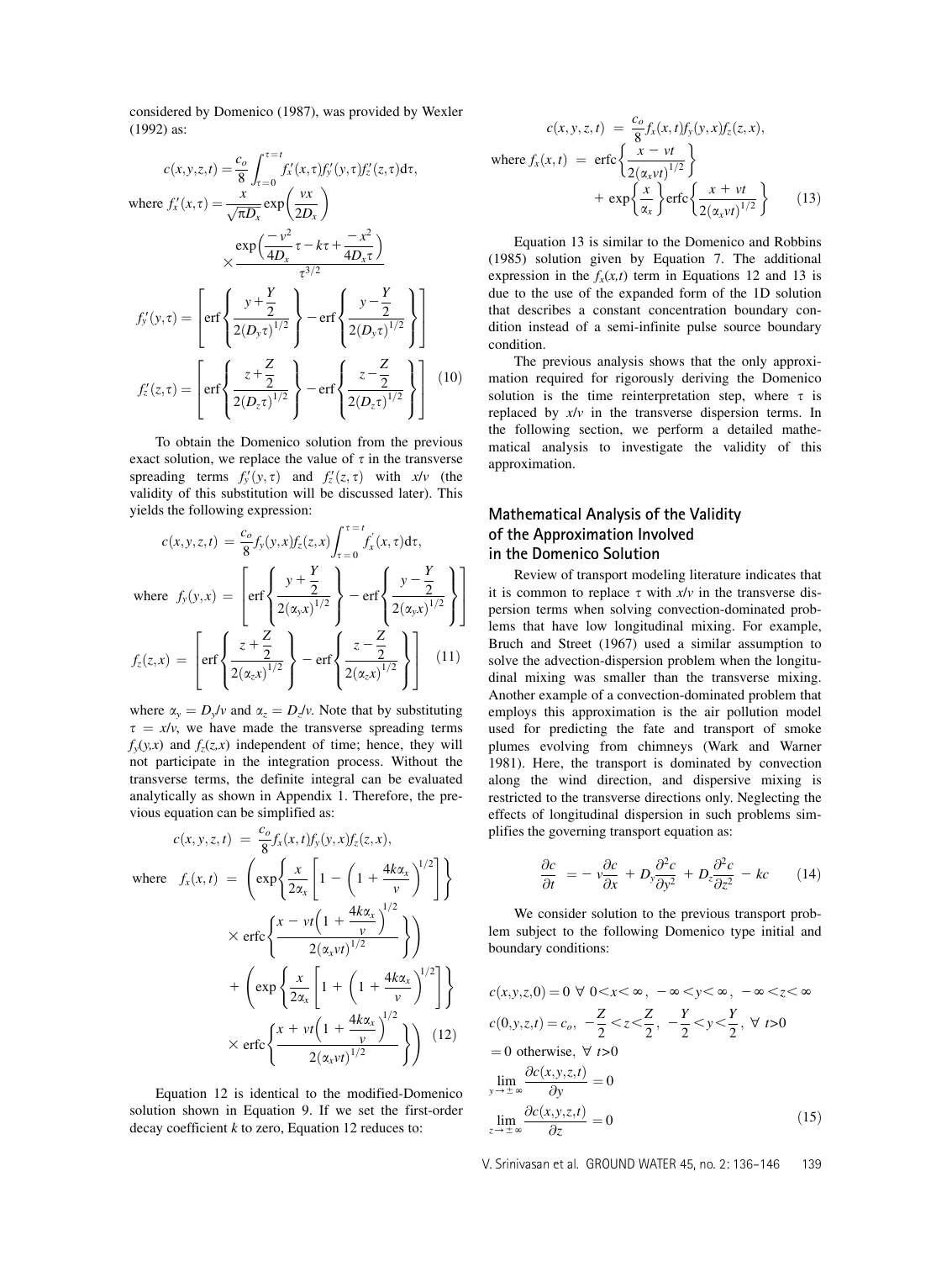considered by Domenico (1987), was provided by Wexler (1992) as:

$$
\begin{aligned}
c(x,y,z,t) &= \frac{c_o}{8}\int_{\tau=0}^{\tau=t} f_x'(x,\tau) f_y'(y,\tau) f_z'(z,\tau)\,\mathrm{d}\tau, \\
\text{where } f_x'(x,\tau) &= \frac{x}{\sqrt{\pi D_x}}\exp\left(\frac{vx}{2D_x}\right) \\
&\quad \times \frac{\exp\left(\frac{-v^2}{4D_x}\tau - k\tau + \frac{-x^2}{4D_x\tau}\right)}{\tau^{3/2}} \\
f_y'(y,\tau) &= \left[\operatorname{erf}\left\{\frac{y+\frac{Y}{2}}{2(D_y\tau)^{1/2}}\right\} - \operatorname{erf}\left\{\frac{y-\frac{Y}{2}}{2(D_y\tau)^{1/2}}\right\}\right] \\
f_z'(z,\tau) &= \left[\operatorname{erf}\left\{\frac{z+\frac{Z}{2}}{2(D_z\tau)^{1/2}}\right\} - \operatorname{erf}\left\{\frac{z-\frac{Z}{2}}{2(D_z\tau)^{1/2}}\right\}\right]
\end{aligned} \tag{10}
$$

To obtain the Domenico solution from the previous exact solution, we replace the value of $\tau$ in the transverse spreading terms $f_y'(y,\tau)$ and $f_z'(z,\tau)$ with $x/v$ (the validity of this substitution will be discussed later). This yields the following expression:

$$
\begin{aligned}
c(x,y,z,t) &= \frac{c_o}{8} f_y(y,x) f_z(z,x)\int_{\tau=0}^{\tau=t} f_x'(x,\tau)\,\mathrm{d}\tau, \\
\text{where } f_y(y,x) &= \left[\operatorname{erf}\left\{\frac{y+\frac{Y}{2}}{2(\alpha_y x)^{1/2}}\right\} - \operatorname{erf}\left\{\frac{y-\frac{Y}{2}}{2(\alpha_y x)^{1/2}}\right\}\right] \\
f_z(z,x) &= \left[\operatorname{erf}\left\{\frac{z+\frac{Z}{2}}{2(\alpha_z x)^{1/2}}\right\} - \operatorname{erf}\left\{\frac{z-\frac{Z}{2}}{2(\alpha_z x)^{1/2}}\right\}\right]
\end{aligned} \tag{11}
$$

where $\alpha_y = D_y/v$ and $\alpha_z = D_z/v$. Note that by substituting $\tau = x/v$, we have made the transverse spreading terms $f_y(y,x)$ and $f_z(z,x)$ independent of time; hence, they will not participate in the integration process. Without the transverse terms, the definite integral can be evaluated analytically as shown in Appendix 1. Therefore, the previous equation can be simplified as:

$$
\begin{aligned}
c(x,y,z,t) &= \frac{c_o}{8} f_x(x,t) f_y(y,x) f_z(z,x), \\
\text{where } f_x(x,t) &= \left(\exp\left\{\frac{x}{2\alpha_x}\left[1-\left(1+\frac{4k\alpha_x}{v}\right)^{1/2}\right]\right\}\right. \\
&\quad \left.\times \operatorname{erfc}\left\{\frac{x - vt\left(1+\frac{4k\alpha_x}{v}\right)^{1/2}}{2(\alpha_x vt)^{1/2}}\right\}\right) \\
&\quad + \left(\exp\left\{\frac{x}{2\alpha_x}\left[1+\left(1+\frac{4k\alpha_x}{v}\right)^{1/2}\right]\right\}\right. \\
&\quad \left.\times \operatorname{erfc}\left\{\frac{x + vt\left(1+\frac{4k\alpha_x}{v}\right)^{1/2}}{2(\alpha_x vt)^{1/2}}\right\}\right)
\end{aligned} \tag{12}
$$

Equation 12 is identical to the modified-Domenico solution shown in Equation 9. If we set the first-order decay coefficient $k$ to zero, Equation 12 reduces to:

$$
\begin{aligned}
c(x,y,z,t) &= \frac{c_o}{8} f_x(x,t) f_y(y,x) f_z(z,x), \\
\text{where } f_x(x,t) &= \operatorname{erfc}\left\{\frac{x - vt}{2(\alpha_x vt)^{1/2}}\right\} \\
&\quad + \exp\left\{\frac{x}{\alpha_x}\right\}\operatorname{erfc}\left\{\frac{x + vt}{2(\alpha_x vt)^{1/2}}\right\}
\end{aligned} \tag{13}
$$

Equation 13 is similar to the Domenico and Robbins (1985) solution given by Equation 7. The additional expression in the $f_x(x,t)$ term in Equations 12 and 13 is due to the use of the expanded form of the 1D solution that describes a constant concentration boundary condition instead of a semi-infinite pulse source boundary condition.

The previous analysis shows that the only approximation required for rigorously deriving the Domenico solution is the time reinterpretation step, where $\tau$ is replaced by $x/v$ in the transverse dispersion terms. In the following section, we perform a detailed mathematical analysis to investigate the validity of this approximation.

## Mathematical Analysis of the Validity of the Approximation Involved in the Domenico Solution

Review of transport modeling literature indicates that it is common to replace $\tau$ with $x/v$ in the transverse dispersion terms when solving convection-dominated problems that have low longitudinal mixing. For example, Bruch and Street (1967) used a similar assumption to solve the advection-dispersion problem when the longitudinal mixing was smaller than the transverse mixing. Another example of a convection-dominated problem that employs this approximation is the air pollution model used for predicting the fate and transport of smoke plumes evolving from chimneys (Wark and Warner 1981). Here, the transport is dominated by convection along the wind direction, and dispersive mixing is restricted to the transverse directions only. Neglecting the effects of longitudinal dispersion in such problems simplifies the governing transport equation as:

$$
\frac{\partial c}{\partial t} = -v\frac{\partial c}{\partial x} + D_y\frac{\partial^2 c}{\partial y^2} + D_z\frac{\partial^2 c}{\partial z^2} - kc \tag{14}
$$

We consider solution to the previous transport problem subject to the following Domenico type initial and boundary conditions:

$$
\begin{aligned}
& c(x,y,z,0) = 0 \ \forall\ 0<x<\infty,\ -\infty<y<\infty,\ -\infty<z<\infty \\
& c(0,y,z,t) = c_o,\ -\frac{Z}{2}<z<\frac{Z}{2},\ -\frac{Y}{2}<y<\frac{Y}{2},\ \forall\ t>0 \\
& = 0 \text{ otherwise},\ \forall\ t>0 \\
& \lim_{y\to\pm\infty}\frac{\partial c(x,y,z,t)}{\partial y} = 0 \\
& \lim_{z\to\pm\infty}\frac{\partial c(x,y,z,t)}{\partial z} = 0
\end{aligned} \tag{15}
$$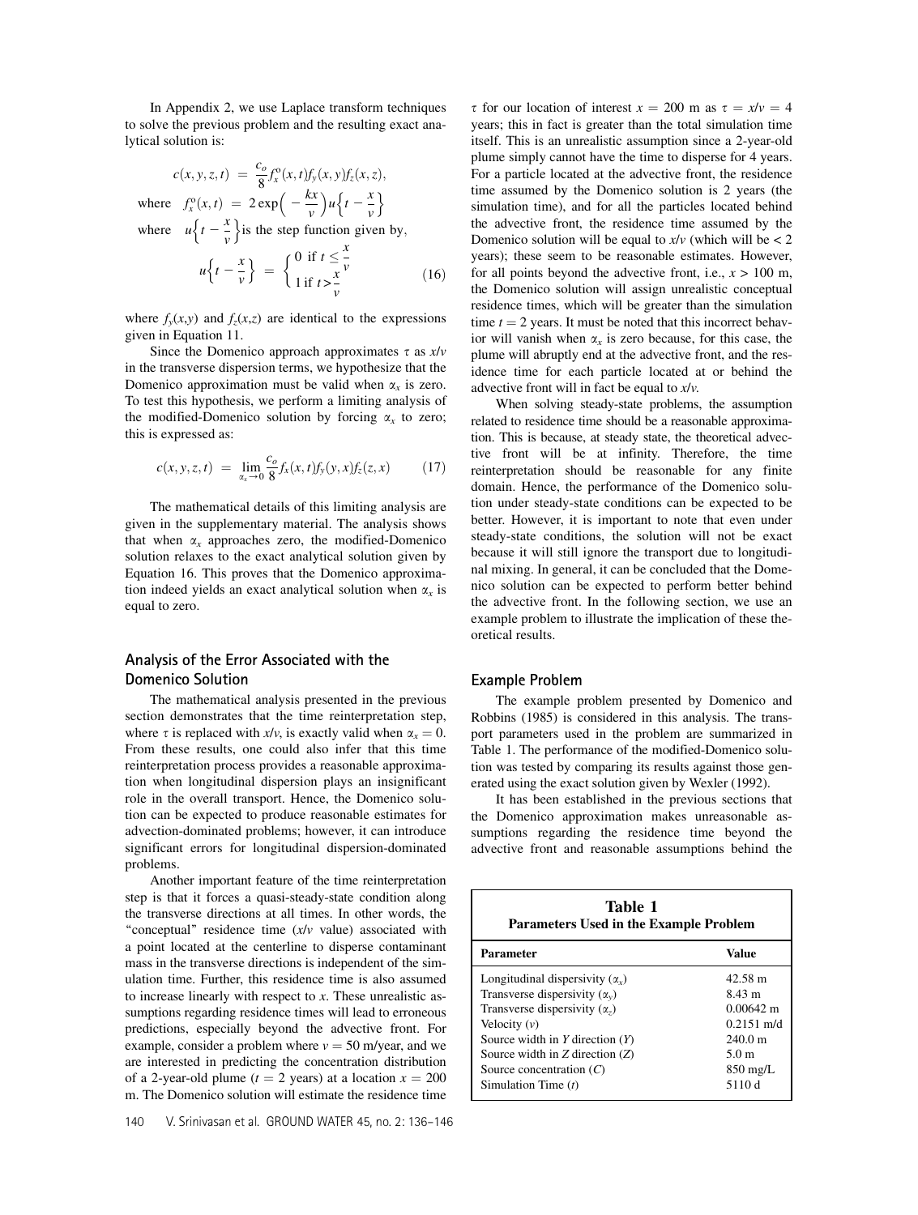In Appendix 2, we use Laplace transform techniques to solve the previous problem and the resulting exact analytical solution is:

$$c(x,y,z,t) = \frac{c_o}{8} f_x^o(x,t) f_y(x,y) f_z(x,z),$$

where $f_x^o(x,t) = 2\exp\left(-\frac{kx}{v}\right) u\left\{t - \frac{x}{v}\right\}$

where $u\left\{t - \frac{x}{v}\right\}$ is the step function given by,

$$u\left\{t - \frac{x}{v}\right\} = \begin{cases} 0 \text{ if } t \leq \frac{x}{v} \\ 1 \text{ if } t > \frac{x}{v} \end{cases} \tag{16}$$

where $f_y(x,y)$ and $f_z(x,z)$ are identical to the expressions given in Equation 11.

Since the Domenico approach approximates $\tau$ as $x/v$ in the transverse dispersion terms, we hypothesize that the Domenico approximation must be valid when $\alpha_x$ is zero. To test this hypothesis, we perform a limiting analysis of the modified-Domenico solution by forcing $\alpha_x$ to zero; this is expressed as:

$$c(x,y,z,t) = \lim_{\alpha_x \to 0} \frac{c_o}{8} f_x(x,t) f_y(y,x) f_z(z,x) \tag{17}$$

The mathematical details of this limiting analysis are given in the supplementary material. The analysis shows that when $\alpha_x$ approaches zero, the modified-Domenico solution relaxes to the exact analytical solution given by Equation 16. This proves that the Domenico approximation indeed yields an exact analytical solution when $\alpha_x$ is equal to zero.

## Analysis of the Error Associated with the Domenico Solution

The mathematical analysis presented in the previous section demonstrates that the time reinterpretation step, where $\tau$ is replaced with $x/v$, is exactly valid when $\alpha_x = 0$. From these results, one could also infer that this time reinterpretation process provides a reasonable approximation when longitudinal dispersion plays an insignificant role in the overall transport. Hence, the Domenico solution can be expected to produce reasonable estimates for advection-dominated problems; however, it can introduce significant errors for longitudinal dispersion-dominated problems.

Another important feature of the time reinterpretation step is that it forces a quasi-steady-state condition along the transverse directions at all times. In other words, the "conceptual" residence time ($x/v$ value) associated with a point located at the centerline to disperse contaminant mass in the transverse directions is independent of the simulation time. Further, this residence time is also assumed to increase linearly with respect to $x$. These unrealistic assumptions regarding residence times will lead to erroneous predictions, especially beyond the advective front. For example, consider a problem where $v = 50$ m/year, and we are interested in predicting the concentration distribution of a 2-year-old plume ($t = 2$ years) at a location $x = 200$ m. The Domenico solution will estimate the residence time $\tau$ for our location of interest $x = 200$ m as $\tau = x/v = 4$ years; this in fact is greater than the total simulation time itself. This is an unrealistic assumption since a 2-year-old plume simply cannot have the time to disperse for 4 years. For a particle located at the advective front, the residence time assumed by the Domenico solution is 2 years (the simulation time), and for all the particles located behind the advective front, the residence time assumed by the Domenico solution will be equal to $x/v$ (which will be < 2 years); these seem to be reasonable estimates. However, for all points beyond the advective front, i.e., $x > 100$ m, the Domenico solution will assign unrealistic conceptual residence times, which will be greater than the simulation time $t = 2$ years. It must be noted that this incorrect behavior will vanish when $\alpha_x$ is zero because, for this case, the plume will abruptly end at the advective front, and the residence time for each particle located at or behind the advective front will in fact be equal to $x/v$.

When solving steady-state problems, the assumption related to residence time should be a reasonable approximation. This is because, at steady state, the theoretical advective front will be at infinity. Therefore, the time reinterpretation should be reasonable for any finite domain. Hence, the performance of the Domenico solution under steady-state conditions can be expected to be better. However, it is important to note that even under steady-state conditions, the solution will not be exact because it will still ignore the transport due to longitudinal mixing. In general, it can be concluded that the Domenico solution can be expected to perform better behind the advective front. In the following section, we use an example problem to illustrate the implication of these theoretical results.

## Example Problem

The example problem presented by Domenico and Robbins (1985) is considered in this analysis. The transport parameters used in the problem are summarized in Table 1. The performance of the modified-Domenico solution was tested by comparing its results against those generated using the exact solution given by Wexler (1992).

It has been established in the previous sections that the Domenico approximation makes unreasonable assumptions regarding the residence time beyond the advective front and reasonable assumptions behind the

**Table 1**
**Parameters Used in the Example Problem**

| Parameter | Value |
|---|---|
| Longitudinal dispersivity ($\alpha_x$) | 42.58 m |
| Transverse dispersivity ($\alpha_y$) | 8.43 m |
| Transverse dispersivity ($\alpha_z$) | 0.00642 m |
| Velocity ($v$) | 0.2151 m/d |
| Source width in $Y$ direction ($Y$) | 240.0 m |
| Source width in $Z$ direction ($Z$) | 5.0 m |
| Source concentration ($C$) | 850 mg/L |
| Simulation Time ($t$) | 5110 d |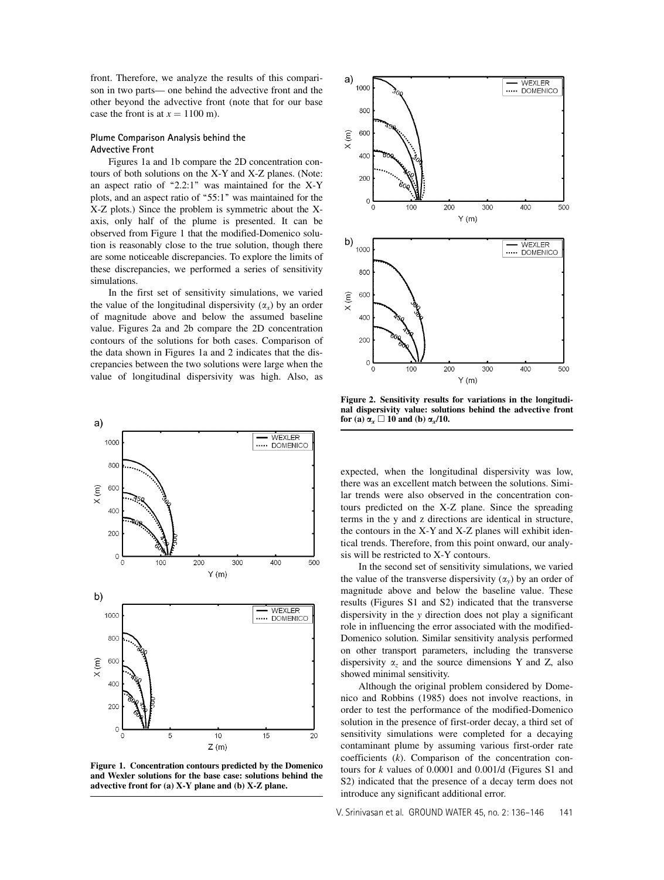front. Therefore, we analyze the results of this comparison in two parts— one behind the advective front and the other beyond the advective front (note that for our base case the front is at $x = 1100$ m).

### Plume Comparison Analysis behind the Advective Front

Figures 1a and 1b compare the 2D concentration contours of both solutions on the X-Y and X-Z planes. (Note: an aspect ratio of "2.2:1" was maintained for the X-Y plots, and an aspect ratio of "55:1" was maintained for the X-Z plots.) Since the problem is symmetric about the X-axis, only half of the plume is presented. It can be observed from Figure 1 that the modified-Domenico solution is reasonably close to the true solution, though there are some noticeable discrepancies. To explore the limits of these discrepancies, we performed a series of sensitivity simulations.

In the first set of sensitivity simulations, we varied the value of the longitudinal dispersivity ($\alpha_x$) by an order of magnitude above and below the assumed baseline value. Figures 2a and 2b compare the 2D concentration contours of the solutions for both cases. Comparison of the data shown in Figures 1a and 2 indicates that the discrepancies between the two solutions were large when the value of longitudinal dispersivity was high. Also, as expected, when the longitudinal dispersivity was low, there was an excellent match between the solutions. Similar trends were also observed in the concentration contours predicted on the X-Z plane. Since the spreading terms in the y and z directions are identical in structure, the contours in the X-Y and X-Z planes will exhibit identical trends. Therefore, from this point onward, our analysis will be restricted to X-Y contours.

**Figure 1. Concentration contours predicted by the Domenico and Wexler solutions for the base case: solutions behind the advective front for (a) X-Y plane and (b) X-Z plane.**

**Figure 2. Sensitivity results for variations in the longitudinal dispersivity value: solutions behind the advective front for (a) $\alpha_x \times 10$ and (b) $\alpha_x/10$.**

In the second set of sensitivity simulations, we varied the value of the transverse dispersivity ($\alpha_y$) by an order of magnitude above and below the baseline value. These results (Figures S1 and S2) indicated that the transverse dispersivity in the *y* direction does not play a significant role in influencing the error associated with the modified-Domenico solution. Similar sensitivity analysis performed on other transport parameters, including the transverse dispersivity $\alpha_z$ and the source dimensions Y and Z, also showed minimal sensitivity.

Although the original problem considered by Domenico and Robbins (1985) does not involve reactions, in order to test the performance of the modified-Domenico solution in the presence of first-order decay, a third set of sensitivity simulations were completed for a decaying contaminant plume by assuming various first-order rate coefficients ($k$). Comparison of the concentration contours for $k$ values of 0.0001 and 0.001/d (Figures S1 and S2) indicated that the presence of a decay term does not introduce any significant additional error.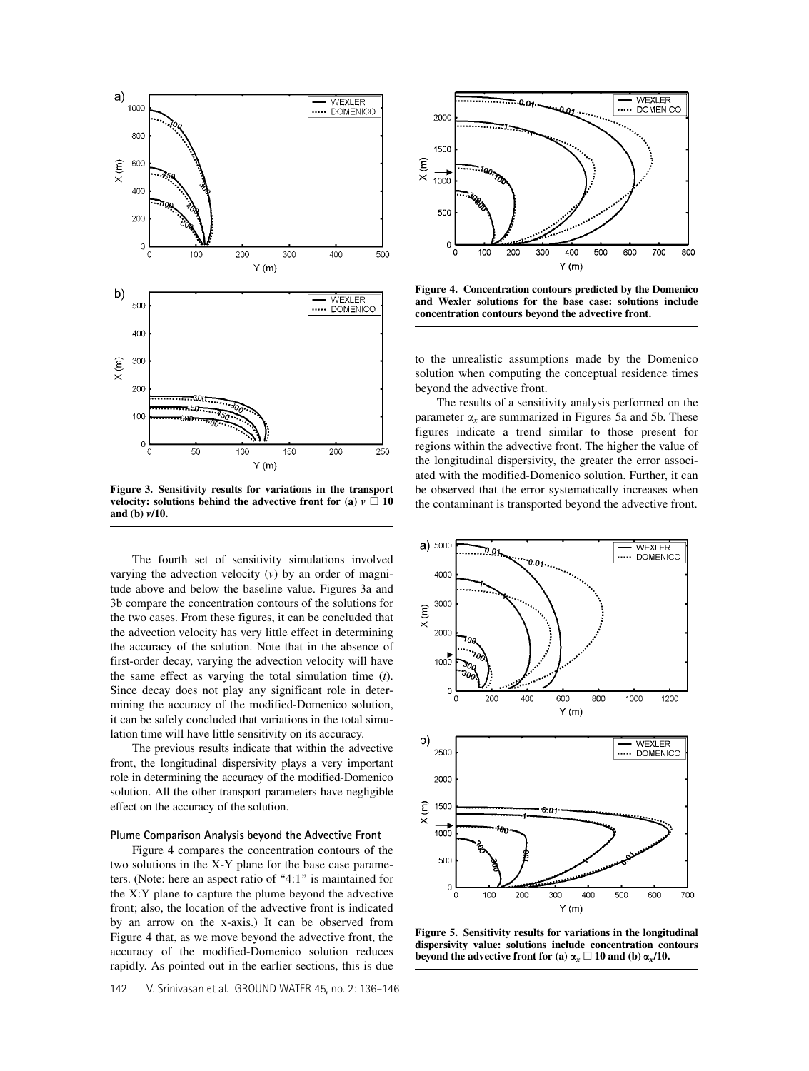**Figure 3. Sensitivity results for variations in the transport velocity: solutions behind the advective front for (a) $v \times 10$ and (b) $v/10$.**

The fourth set of sensitivity simulations involved varying the advection velocity ($v$) by an order of magnitude above and below the baseline value. Figures 3a and 3b compare the concentration contours of the solutions for the two cases. From these figures, it can be concluded that the advection velocity has very little effect in determining the accuracy of the solution. Note that in the absence of first-order decay, varying the advection velocity will have the same effect as varying the total simulation time ($t$). Since decay does not play any significant role in determining the accuracy of the modified-Domenico solution, it can be safely concluded that variations in the total simulation time will have little sensitivity on its accuracy.

The previous results indicate that within the advective front, the longitudinal dispersivity plays a very important role in determining the accuracy of the modified-Domenico solution. All the other transport parameters have negligible effect on the accuracy of the solution.

### Plume Comparison Analysis beyond the Advective Front

Figure 4 compares the concentration contours of the two solutions in the X-Y plane for the base case parameters. (Note: here an aspect ratio of "4:1" is maintained for the X:Y plane to capture the plume beyond the advective front; also, the location of the advective front is indicated by an arrow on the x-axis.) It can be observed from Figure 4 that, as we move beyond the advective front, the accuracy of the modified-Domenico solution reduces rapidly. As pointed out in the earlier sections, this is due to the unrealistic assumptions made by the Domenico solution when computing the conceptual residence times beyond the advective front.

**Figure 4. Concentration contours predicted by the Domenico and Wexler solutions for the base case: solutions include concentration contours beyond the advective front.**

The results of a sensitivity analysis performed on the parameter $\alpha_x$ are summarized in Figures 5a and 5b. These figures indicate a trend similar to those present for regions within the advective front. The higher the value of the longitudinal dispersivity, the greater the error associated with the modified-Domenico solution. Further, it can be observed that the error systematically increases when the contaminant is transported beyond the advective front.

**Figure 5. Sensitivity results for variations in the longitudinal dispersivity value: solutions include concentration contours beyond the advective front for (a) $\alpha_x \times 10$ and (b) $\alpha_x/10$.**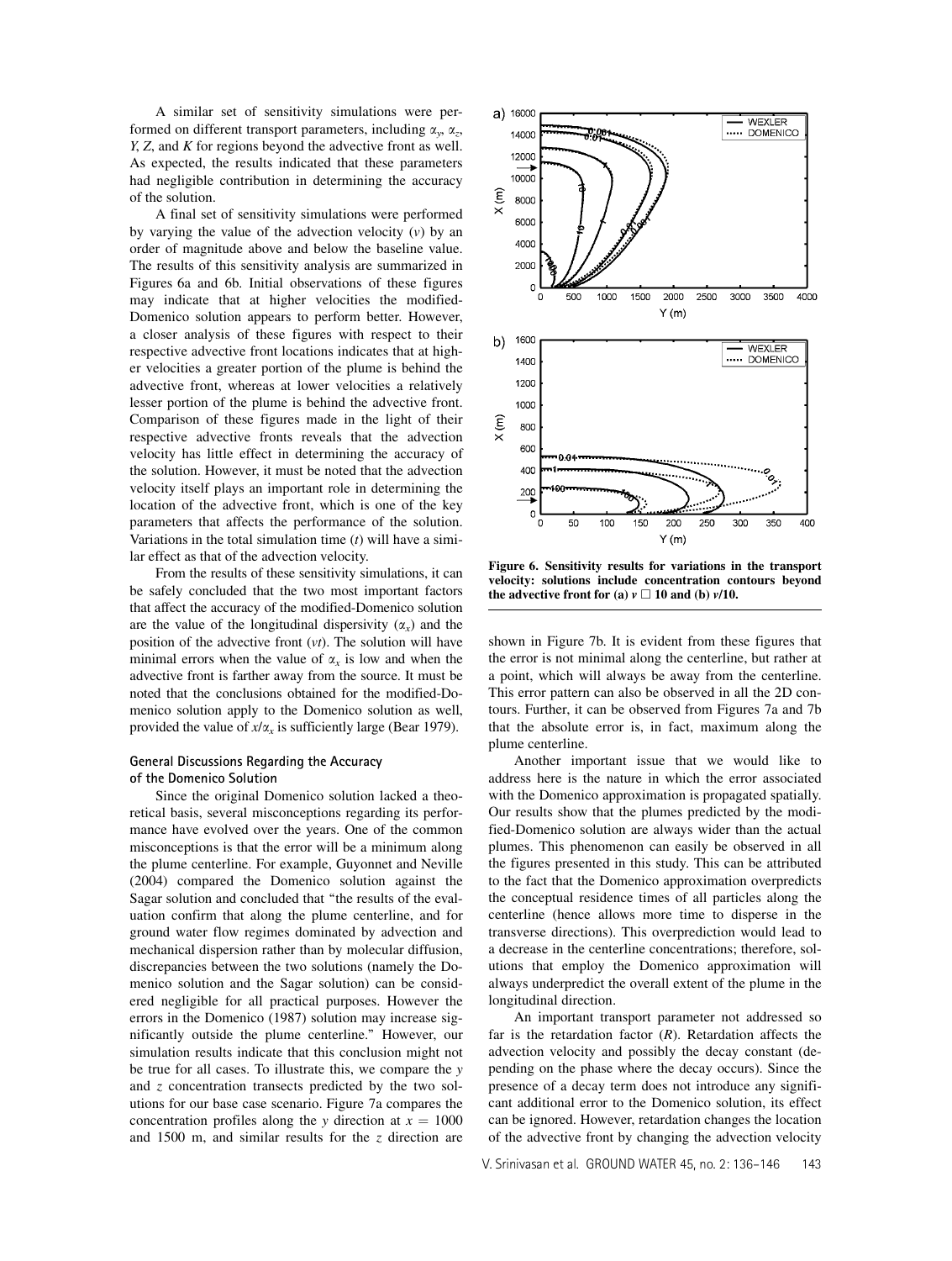A similar set of sensitivity simulations were performed on different transport parameters, including $\alpha_y$, $\alpha_z$, $Y$, $Z$, and $K$ for regions beyond the advective front as well. As expected, the results indicated that these parameters had negligible contribution in determining the accuracy of the solution.

A final set of sensitivity simulations were performed by varying the value of the advection velocity ($v$) by an order of magnitude above and below the baseline value. The results of this sensitivity analysis are summarized in Figures 6a and 6b. Initial observations of these figures may indicate that at higher velocities the modified-Domenico solution appears to perform better. However, a closer analysis of these figures with respect to their respective advective front locations indicates that at higher velocities a greater portion of the plume is behind the advective front, whereas at lower velocities a relatively lesser portion of the plume is behind the advective front. Comparison of these figures made in the light of their respective advective fronts reveals that the advection velocity has little effect in determining the accuracy of the solution. However, it must be noted that the advection velocity itself plays an important role in determining the location of the advective front, which is one of the key parameters that affects the performance of the solution. Variations in the total simulation time ($t$) will have a similar effect as that of the advection velocity.

From the results of these sensitivity simulations, it can be safely concluded that the two most important factors that affect the accuracy of the modified-Domenico solution are the value of the longitudinal dispersivity ($\alpha_x$) and the position of the advective front ($vt$). The solution will have minimal errors when the value of $\alpha_x$ is low and when the advective front is farther away from the source. It must be noted that the conclusions obtained for the modified-Domenico solution apply to the Domenico solution as well, provided the value of $x/\alpha_x$ is sufficiently large (Bear 1979).

### General Discussions Regarding the Accuracy of the Domenico Solution

Since the original Domenico solution lacked a theoretical basis, several misconceptions regarding its performance have evolved over the years. One of the common misconceptions is that the error will be a minimum along the plume centerline. For example, Guyonnet and Neville (2004) compared the Domenico solution against the Sagar solution and concluded that "the results of the evaluation confirm that along the plume centerline, and for ground water flow regimes dominated by advection and mechanical dispersion rather than by molecular diffusion, discrepancies between the two solutions (namely the Domenico solution and the Sagar solution) can be considered negligible for all practical purposes. However the errors in the Domenico (1987) solution may increase significantly outside the plume centerline." However, our simulation results indicate that this conclusion might not be true for all cases. To illustrate this, we compare the $y$ and $z$ concentration transects predicted by the two solutions for our base case scenario. Figure 7a compares the concentration profiles along the $y$ direction at $x = 1000$ and 1500 m, and similar results for the $z$ direction are shown in Figure 7b. It is evident from these figures that the error is not minimal along the centerline, but rather at a point, which will always be away from the centerline. This error pattern can also be observed in all the 2D contours. Further, it can be observed from Figures 7a and 7b that the absolute error is, in fact, maximum along the plume centerline.

Another important issue that we would like to address here is the nature in which the error associated with the Domenico approximation is propagated spatially. Our results show that the plumes predicted by the modified-Domenico solution are always wider than the actual plumes. This phenomenon can easily be observed in all the figures presented in this study. This can be attributed to the fact that the Domenico approximation overpredicts the conceptual residence times of all particles along the centerline (hence allows more time to disperse in the transverse directions). This overprediction would lead to a decrease in the centerline concentrations; therefore, solutions that employ the Domenico approximation will always underpredict the overall extent of the plume in the longitudinal direction.

An important transport parameter not addressed so far is the retardation factor ($R$). Retardation affects the advection velocity and possibly the decay constant (depending on the phase where the decay occurs). Since the presence of a decay term does not introduce any significant additional error to the Domenico solution, its effect can be ignored. However, retardation changes the location of the advective front by changing the advection velocity

**Figure 6. Sensitivity results for variations in the transport velocity: solutions include concentration contours beyond the advective front for (a) $v \times 10$ and (b) $v/10$.**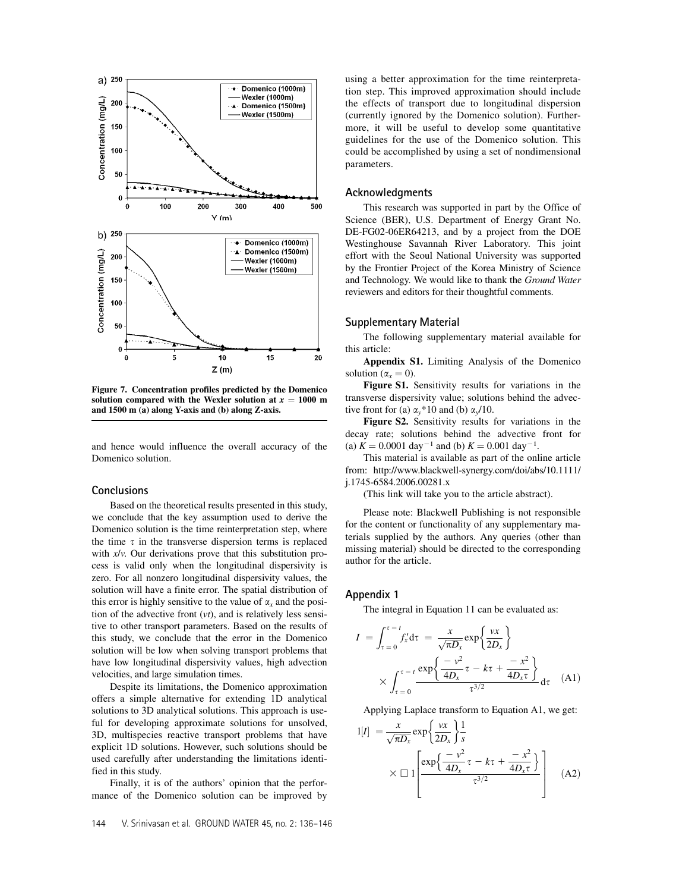Figure 7. Concentration profiles predicted by the Domenico solution compared with the Wexler solution at $x = 1000$ m and 1500 m (a) along Y-axis and (b) along Z-axis.

and hence would influence the overall accuracy of the Domenico solution.

## Conclusions

Based on the theoretical results presented in this study, we conclude that the key assumption used to derive the Domenico solution is the time reinterpretation step, where the time $\tau$ in the transverse dispersion terms is replaced with $x/v$. Our derivations prove that this substitution process is valid only when the longitudinal dispersivity is zero. For all nonzero longitudinal dispersivity values, the solution will have a finite error. The spatial distribution of this error is highly sensitive to the value of $\alpha_x$ and the position of the advective front ($vt$), and is relatively less sensitive to other transport parameters. Based on the results of this study, we conclude that the error in the Domenico solution will be low when solving transport problems that have low longitudinal dispersivity values, high advection velocities, and large simulation times.

Despite its limitations, the Domenico approximation offers a simple alternative for extending 1D analytical solutions to 3D analytical solutions. This approach is useful for developing approximate solutions for unsolved, 3D, multispecies reactive transport problems that have explicit 1D solutions. However, such solutions should be used carefully after understanding the limitations identified in this study.

Finally, it is of the authors' opinion that the performance of the Domenico solution can be improved by using a better approximation for the time reinterpretation step. This improved approximation should include the effects of transport due to longitudinal dispersion (currently ignored by the Domenico solution). Furthermore, it will be useful to develop some quantitative guidelines for the use of the Domenico solution. This could be accomplished by using a set of nondimensional parameters.

## Acknowledgments

This research was supported in part by the Office of Science (BER), U.S. Department of Energy Grant No. DE-FG02-06ER64213, and by a project from the DOE Westinghouse Savannah River Laboratory. This joint effort with the Seoul National University was supported by the Frontier Project of the Korea Ministry of Science and Technology. We would like to thank the *Ground Water* reviewers and editors for their thoughtful comments.

## Supplementary Material

The following supplementary material available for this article:

**Appendix S1.** Limiting Analysis of the Domenico solution ($\alpha_x = 0$).

**Figure S1.** Sensitivity results for variations in the transverse dispersivity value; solutions behind the advective front for (a) $\alpha_y$*10 and (b) $\alpha_y$/10.

**Figure S2.** Sensitivity results for variations in the decay rate; solutions behind the advective front for (a) $K = 0.0001$ day$^{-1}$ and (b) $K = 0.001$ day$^{-1}$.

This material is available as part of the online article from: http://www.blackwell-synergy.com/doi/abs/10.1111/j.1745-6584.2006.00281.x

(This link will take you to the article abstract).

Please note: Blackwell Publishing is not responsible for the content or functionality of any supplementary materials supplied by the authors. Any queries (other than missing material) should be directed to the corresponding author for the article.

## Appendix 1

The integral in Equation 11 can be evaluated as:

$$I = \int_{\tau=0}^{\tau=t} f_x' \mathrm{d}\tau = \frac{x}{\sqrt{\pi D_x}} \exp\left\{\frac{vx}{2D_x}\right\} \times \int_{\tau=0}^{\tau=t} \frac{\exp\left\{\frac{-v^2}{4D_x}\tau - k\tau + \frac{-x^2}{4D_x\tau}\right\}}{\tau^{3/2}} \mathrm{d}\tau \quad \text{(A1)}$$

Applying Laplace transform to Equation A1, we get:

$$1[I] = \frac{x}{\sqrt{\pi D_x}} \exp\left\{\frac{vx}{2D_x}\right\} \frac{1}{s} \times \square 1 \left[\frac{\exp\left\{\frac{-v^2}{4D_x}\tau - k\tau + \frac{-x^2}{4D_x\tau}\right\}}{\tau^{3/2}}\right] \quad \text{(A2)}$$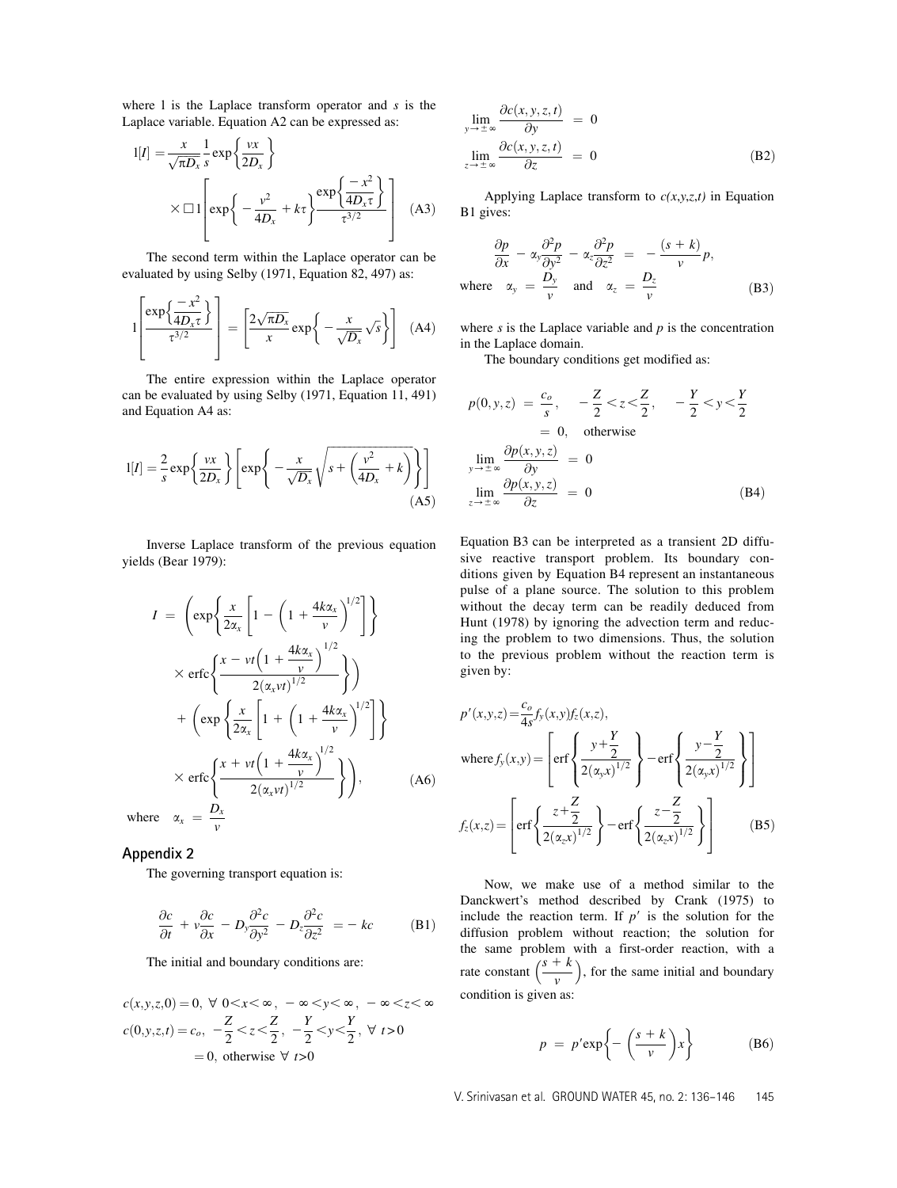where l is the Laplace transform operator and $s$ is the Laplace variable. Equation A2 can be expressed as:

$$\mathrm{l}[I] = \frac{x}{\sqrt{\pi D_x}} \frac{1}{s} \exp\left\{\frac{vx}{2D_x}\right\} \times \square \mathrm{l}\left[\exp\left\{-\frac{v^2}{4D_x} + k\tau\right\} \frac{\exp\left\{\frac{-x^2}{4D_x\tau}\right\}}{\tau^{3/2}}\right] \quad \text{(A3)}$$

The second term within the Laplace operator can be evaluated by using Selby (1971, Equation 82, 497) as:

$$\mathrm{l}\left[\frac{\exp\left\{\frac{-x^2}{4D_x\tau}\right\}}{\tau^{3/2}}\right] = \left[\frac{2\sqrt{\pi D_x}}{x} \exp\left\{-\frac{x}{\sqrt{D_x}}\sqrt{s}\right\}\right] \quad \text{(A4)}$$

The entire expression within the Laplace operator can be evaluated by using Selby (1971, Equation 11, 491) and Equation A4 as:

$$\mathrm{l}[I] = \frac{2}{s} \exp\left\{\frac{vx}{2D_x}\right\} \left[\exp\left\{-\frac{x}{\sqrt{D_x}} \sqrt{s + \left(\frac{v^2}{4D_x} + k\right)}\right\}\right] \quad \text{(A5)}$$

Inverse Laplace transform of the previous equation yields (Bear 1979):

$$I = \left(\exp\left\{\frac{x}{2\alpha_x}\left[1 - \left(1 + \frac{4k\alpha_x}{v}\right)^{1/2}\right]\right\} \times \operatorname{erfc}\left\{\frac{x - vt\left(1 + \frac{4k\alpha_x}{v}\right)^{1/2}}{2(\alpha_x vt)^{1/2}}\right\}\right) + \left(\exp\left\{\frac{x}{2\alpha_x}\left[1 + \left(1 + \frac{4k\alpha_x}{v}\right)^{1/2}\right]\right\} \times \operatorname{erfc}\left\{\frac{x + vt\left(1 + \frac{4k\alpha_x}{v}\right)^{1/2}}{2(\alpha_x vt)^{1/2}}\right\}\right), \quad \text{(A6)}$$

where $\alpha_x = \dfrac{D_x}{v}$

## Appendix 2

The governing transport equation is:

$$\frac{\partial c}{\partial t} + v\frac{\partial c}{\partial x} - D_y\frac{\partial^2 c}{\partial y^2} - D_z\frac{\partial^2 c}{\partial z^2} = -kc \quad \text{(B1)}$$

The initial and boundary conditions are:

$$c(x,y,z,0) = 0,\ \forall\ 0 < x < \infty,\ -\infty < y < \infty,\ -\infty < z < \infty$$
$$c(0,y,z,t) = c_o,\ -\frac{Z}{2} < z < \frac{Z}{2},\ -\frac{Y}{2} < y < \frac{Y}{2},\ \forall\ t > 0$$
$$= 0,\ \text{otherwise}\ \forall\ t > 0$$

$$\lim_{y \to \pm\infty} \frac{\partial c(x,y,z,t)}{\partial y} = 0$$
$$\lim_{z \to \pm\infty} \frac{\partial c(x,y,z,t)}{\partial z} = 0 \quad \text{(B2)}$$

Applying Laplace transform to $c(x,y,z,t)$ in Equation B1 gives:

$$\frac{\partial p}{\partial x} - \alpha_y\frac{\partial^2 p}{\partial y^2} - \alpha_z\frac{\partial^2 p}{\partial z^2} = -\frac{(s+k)}{v}p,$$
$$\text{where} \quad \alpha_y = \frac{D_y}{v} \quad \text{and} \quad \alpha_z = \frac{D_z}{v} \quad \text{(B3)}$$

where $s$ is the Laplace variable and $p$ is the concentration in the Laplace domain.

The boundary conditions get modified as:

$$p(0,y,z) = \frac{c_o}{s}, \quad -\frac{Z}{2} < z < \frac{Z}{2}, \quad -\frac{Y}{2} < y < \frac{Y}{2}$$
$$= 0, \quad \text{otherwise}$$
$$\lim_{y \to \pm\infty} \frac{\partial p(x,y,z)}{\partial y} = 0$$
$$\lim_{z \to \pm\infty} \frac{\partial p(x,y,z)}{\partial z} = 0 \quad \text{(B4)}$$

Equation B3 can be interpreted as a transient 2D diffusive reactive transport problem. Its boundary conditions given by Equation B4 represent an instantaneous pulse of a plane source. The solution to this problem without the decay term can be readily deduced from Hunt (1978) by ignoring the advection term and reducing the problem to two dimensions. Thus, the solution to the previous problem without the reaction term is given by:

$$p'(x,y,z) = \frac{c_o}{4s} f_y(x,y) f_z(x,z),$$
$$\text{where}\ f_y(x,y) = \left[\operatorname{erf}\left\{\frac{y + \frac{Y}{2}}{2(\alpha_y x)^{1/2}}\right\} - \operatorname{erf}\left\{\frac{y - \frac{Y}{2}}{2(\alpha_y x)^{1/2}}\right\}\right]$$
$$f_z(x,z) = \left[\operatorname{erf}\left\{\frac{z + \frac{Z}{2}}{2(\alpha_z x)^{1/2}}\right\} - \operatorname{erf}\left\{\frac{z - \frac{Z}{2}}{2(\alpha_z x)^{1/2}}\right\}\right] \quad \text{(B5)}$$

Now, we make use of a method similar to the Danckwert's method described by Crank (1975) to include the reaction term. If $p'$ is the solution for the diffusion problem without reaction; the solution for the same problem with a first-order reaction, with a rate constant $\left(\frac{s+k}{v}\right)$, for the same initial and boundary condition is given as:

$$p = p' \exp\left\{-\left(\frac{s+k}{v}\right)x\right\} \quad \text{(B6)}$$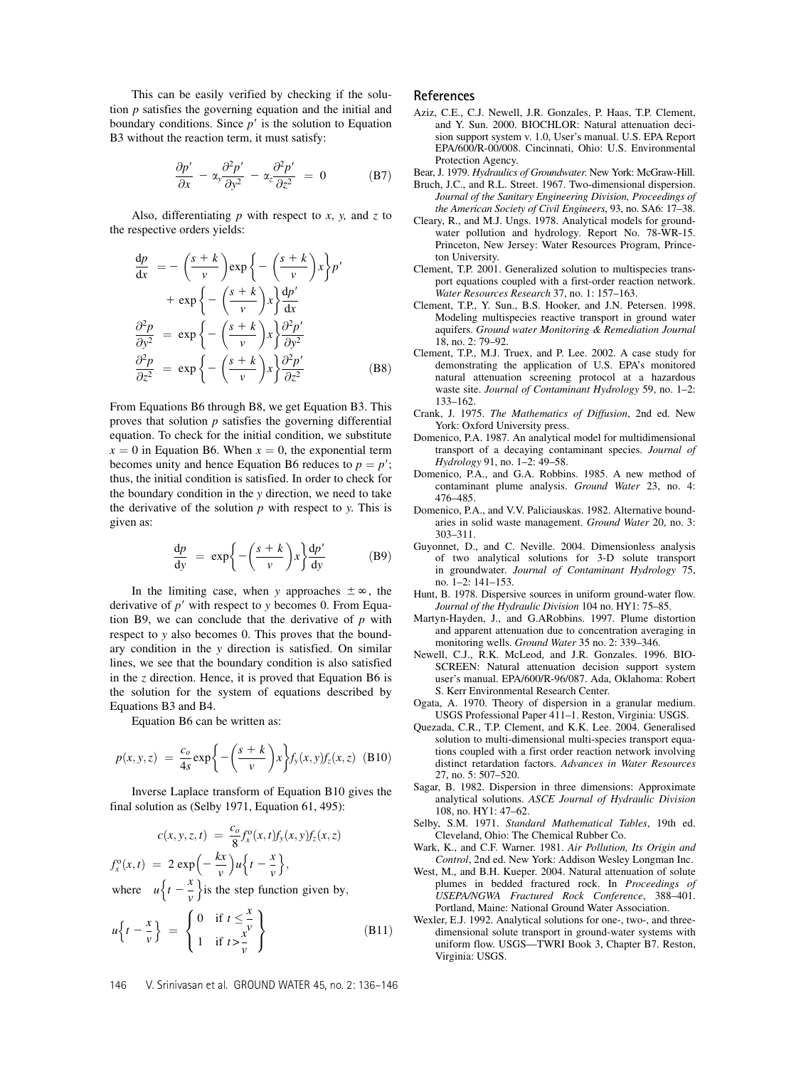This can be easily verified by checking if the solution $p$ satisfies the governing equation and the initial and boundary conditions. Since $p'$ is the solution to Equation B3 without the reaction term, it must satisfy:

$$\frac{\partial p'}{\partial x} - \alpha_y \frac{\partial^2 p'}{\partial y^2} - \alpha_z \frac{\partial^2 p'}{\partial z^2} = 0 \tag{B7}$$

Also, differentiating $p$ with respect to $x$, $y$, and $z$ to the respective orders yields:

$$\begin{aligned}
\frac{\mathrm{d}p}{\mathrm{d}x} &= -\left(\frac{s+k}{v}\right)\exp\left\{-\left(\frac{s+k}{v}\right)x\right\}p' \\
&\quad + \exp\left\{-\left(\frac{s+k}{v}\right)x\right\}\frac{\mathrm{d}p'}{\mathrm{d}x} \\
\frac{\partial^2 p}{\partial y^2} &= \exp\left\{-\left(\frac{s+k}{v}\right)x\right\}\frac{\partial^2 p'}{\partial y^2} \\
\frac{\partial^2 p}{\partial z^2} &= \exp\left\{-\left(\frac{s+k}{v}\right)x\right\}\frac{\partial^2 p'}{\partial z^2}
\end{aligned} \tag{B8}$$

From Equations B6 through B8, we get Equation B3. This proves that solution $p$ satisfies the governing differential equation. To check for the initial condition, we substitute $x = 0$ in Equation B6. When $x = 0$, the exponential term becomes unity and hence Equation B6 reduces to $p = p'$; thus, the initial condition is satisfied. In order to check for the boundary condition in the $y$ direction, we need to take the derivative of the solution $p$ with respect to $y$. This is given as:

$$\frac{\mathrm{d}p}{\mathrm{d}y} = \exp\left\{-\left(\frac{s+k}{v}\right)x\right\}\frac{\mathrm{d}p'}{\mathrm{d}y} \tag{B9}$$

In the limiting case, when $y$ approaches $\pm\infty$, the derivative of $p'$ with respect to $y$ becomes 0. From Equation B9, we can conclude that the derivative of $p$ with respect to $y$ also becomes 0. This proves that the boundary condition in the $y$ direction is satisfied. On similar lines, we see that the boundary condition is also satisfied in the $z$ direction. Hence, it is proved that Equation B6 is the solution for the system of equations described by Equations B3 and B4.

Equation B6 can be written as:

$$p(x,y,z) = \frac{c_o}{4s}\exp\left\{-\left(\frac{s+k}{v}\right)x\right\}f_y(x,y)f_z(x,z) \tag{B10}$$

Inverse Laplace transform of Equation B10 gives the final solution as (Selby 1971, Equation 61, 495):

$$c(x,y,z,t) = \frac{c_o}{8}f_x^{\mathrm{o}}(x,t)f_y(x,y)f_z(x,z)$$

$$f_x^{\mathrm{o}}(x,t) = 2\exp\left(-\frac{kx}{v}\right)u\left\{t-\frac{x}{v}\right\},$$

where $u\left\{t-\frac{x}{v}\right\}$ is the step function given by,

$$u\left\{t-\frac{x}{v}\right\} = \left\{\begin{array}{ll} 0 & \text{if } t \leq \frac{x}{v} \\ 1 & \text{if } t > \frac{x}{v} \end{array}\right\} \tag{B11}$$

## References

Aziz, C.E., C.J. Newell, J.R. Gonzales, P. Haas, T.P. Clement, and Y. Sun. 2000. BIOCHLOR: Natural attenuation decision support system v. 1.0, User's manual. U.S. EPA Report EPA/600/R-00/008. Cincinnati, Ohio: U.S. Environmental Protection Agency.

Bear, J. 1979. *Hydraulics of Groundwater*. New York: McGraw-Hill.

Bruch, J.C., and R.L. Street. 1967. Two-dimensional dispersion. *Journal of the Sanitary Engineering Division, Proceedings of the American Society of Civil Engineers*, 93, no. SA6: 17–38.

Cleary, R., and M.J. Ungs. 1978. Analytical models for groundwater pollution and hydrology. Report No. 78-WR-15. Princeton, New Jersey: Water Resources Program, Princeton University.

Clement, T.P. 2001. Generalized solution to multispecies transport equations coupled with a first-order reaction network. *Water Resources Research* 37, no. 1: 157–163.

Clement, T.P., Y. Sun., B.S. Hooker, and J.N. Petersen. 1998. Modeling multispecies reactive transport in ground water aquifers. *Ground water Monitoring & Remediation Journal* 18, no. 2: 79–92.

Clement, T.P., M.J. Truex, and P. Lee. 2002. A case study for demonstrating the application of U.S. EPA's monitored natural attenuation screening protocol at a hazardous waste site. *Journal of Contaminant Hydrology* 59, no. 1–2: 133–162.

Crank, J. 1975. *The Mathematics of Diffusion*, 2nd ed. New York: Oxford University press.

Domenico, P.A. 1987. An analytical model for multidimensional transport of a decaying contaminant species. *Journal of Hydrology* 91, no. 1–2: 49–58.

Domenico, P.A., and G.A. Robbins. 1985. A new method of contaminant plume analysis. *Ground Water* 23, no. 4: 476–485.

Domenico, P.A., and V.V. Paliciauskas. 1982. Alternative boundaries in solid waste management. *Ground Water* 20, no. 3: 303–311.

Guyonnet, D., and C. Neville. 2004. Dimensionless analysis of two analytical solutions for 3-D solute transport in groundwater. *Journal of Contaminant Hydrology* 75, no. 1–2: 141–153.

Hunt, B. 1978. Dispersive sources in uniform ground-water flow. *Journal of the Hydraulic Division* 104 no. HY1: 75–85.

Martyn-Hayden, J., and G.ARobbins. 1997. Plume distortion and apparent attenuation due to concentration averaging in monitoring wells. *Ground Water* 35 no. 2: 339–346.

Newell, C.J., R.K. McLeod, and J.R. Gonzales. 1996. BIOSCREEN: Natural attenuation decision support system user's manual. EPA/600/R-96/087. Ada, Oklahoma: Robert S. Kerr Environmental Research Center.

Ogata, A. 1970. Theory of dispersion in a granular medium. USGS Professional Paper 411–1. Reston, Virginia: USGS.

Quezada, C.R., T.P. Clement, and K.K. Lee. 2004. Generalised solution to multi-dimensional multi-species transport equations coupled with a first order reaction network involving distinct retardation factors. *Advances in Water Resources* 27, no. 5: 507–520.

Sagar, B. 1982. Dispersion in three dimensions: Approximate analytical solutions. *ASCE Journal of Hydraulic Division* 108, no. HY1: 47–62.

Selby, S.M. 1971. *Standard Mathematical Tables*, 19th ed. Cleveland, Ohio: The Chemical Rubber Co.

Wark, K., and C.F. Warner. 1981. *Air Pollution, Its Origin and Control*, 2nd ed. New York: Addison Wesley Longman Inc.

West, M., and B.H. Kueper. 2004. Natural attenuation of solute plumes in bedded fractured rock. In *Proceedings of USEPA/NGWA Fractured Rock Conference*, 388–401. Portland, Maine: National Ground Water Association.

Wexler, E.J. 1992. Analytical solutions for one-, two-, and three-dimensional solute transport in ground-water systems with uniform flow. USGS—TWRI Book 3, Chapter B7. Reston, Virginia: USGS.